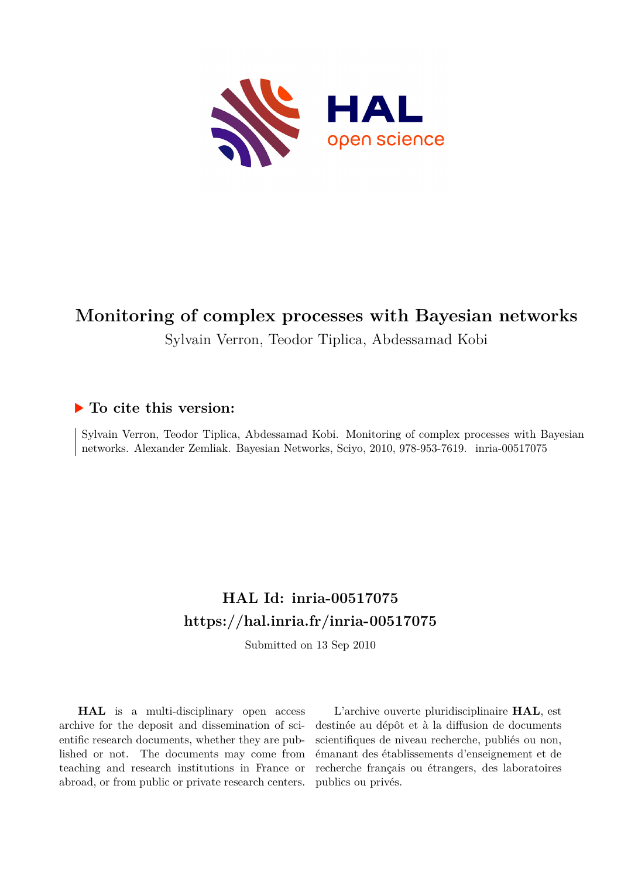# Monitoring of complex processes with Bayesian networks

Sylvain Verron, Teodor Tiplica, Abdessamad Kobi

## ▶ To cite this version:

Sylvain Verron, Teodor Tiplica, Abdessamad Kobi. Monitoring of complex processes with Bayesian networks. Alexander Zemliak. Bayesian Networks, Sciyo, 2010, 978-953-7619. inria-00517075

## HAL Id: inria-00517075

## https://hal.inria.fr/inria-00517075

Submitted on 13 Sep 2010

**HAL** is a multi-disciplinary open access archive for the deposit and dissemination of scientific research documents, whether they are published or not. The documents may come from teaching and research institutions in France or abroad, or from public or private research centers.

L'archive ouverte pluridisciplinaire **HAL**, est destinée au dépôt et à la diffusion de documents scientifiques de niveau recherche, publiés ou non, émanant des établissements d'enseignement et de recherche français ou étrangers, des laboratoires publics ou privés.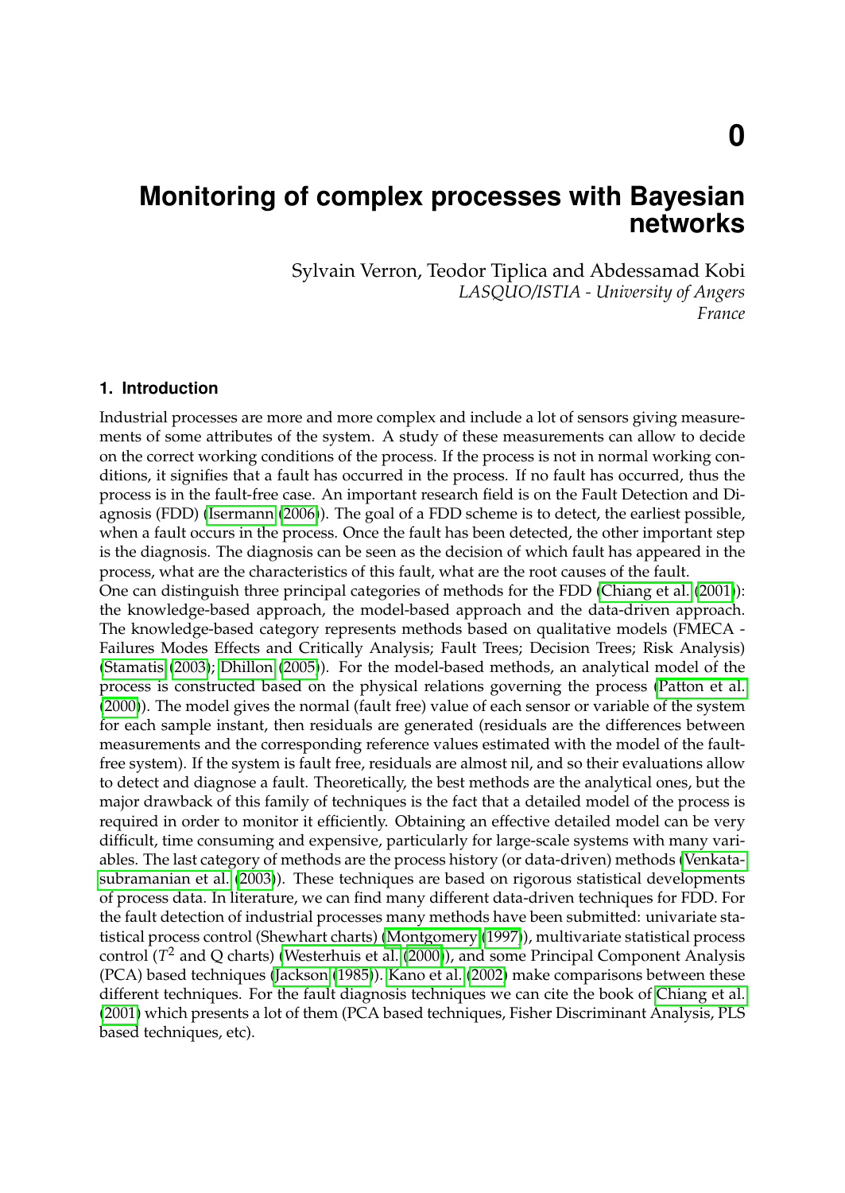# Monitoring of complex processes with Bayesian networks

Sylvain Verron, Teodor Tiplica and Abdessamad Kobi
*LASQUO/ISTIA - University of Angers*
*France*

## 1. Introduction

Industrial processes are more and more complex and include a lot of sensors giving measurements of some attributes of the system. A study of these measurements can allow to decide on the correct working conditions of the process. If the process is not in normal working conditions, it signifies that a fault has occurred in the process. If no fault has occurred, thus the process is in the fault-free case. An important research field is on the Fault Detection and Diagnosis (FDD) (Isermann (2006)). The goal of a FDD scheme is to detect, the earliest possible, when a fault occurs in the process. Once the fault has been detected, the other important step is the diagnosis. The diagnosis can be seen as the decision of which fault has appeared in the process, what are the characteristics of this fault, what are the root causes of the fault.

One can distinguish three principal categories of methods for the FDD (Chiang et al. (2001)): the knowledge-based approach, the model-based approach and the data-driven approach. The knowledge-based category represents methods based on qualitative models (FMECA - Failures Modes Effects and Critically Analysis; Fault Trees; Decision Trees; Risk Analysis) (Stamatis (2003); Dhillon (2005)). For the model-based methods, an analytical model of the process is constructed based on the physical relations governing the process (Patton et al. (2000)). The model gives the normal (fault free) value of each sensor or variable of the system for each sample instant, then residuals are generated (residuals are the differences between measurements and the corresponding reference values estimated with the model of the fault-free system). If the system is fault free, residuals are almost nil, and so their evaluations allow to detect and diagnose a fault. Theoretically, the best methods are the analytical ones, but the major drawback of this family of techniques is the fact that a detailed model of the process is required in order to monitor it efficiently. Obtaining an effective detailed model can be very difficult, time consuming and expensive, particularly for large-scale systems with many variables. The last category of methods are the process history (or data-driven) methods (Venkatasubramanian et al. (2003)). These techniques are based on rigorous statistical developments of process data. In literature, we can find many different data-driven techniques for FDD. For the fault detection of industrial processes many methods have been submitted: univariate statistical process control (Shewhart charts) (Montgomery (1997)), multivariate statistical process control ($T^2$ and Q charts) (Westerhuis et al. (2000)), and some Principal Component Analysis (PCA) based techniques (Jackson (1985)). Kano et al. (2002) make comparisons between these different techniques. For the fault diagnosis techniques we can cite the book of Chiang et al. (2001) which presents a lot of them (PCA based techniques, Fisher Discriminant Analysis, PLS based techniques, etc).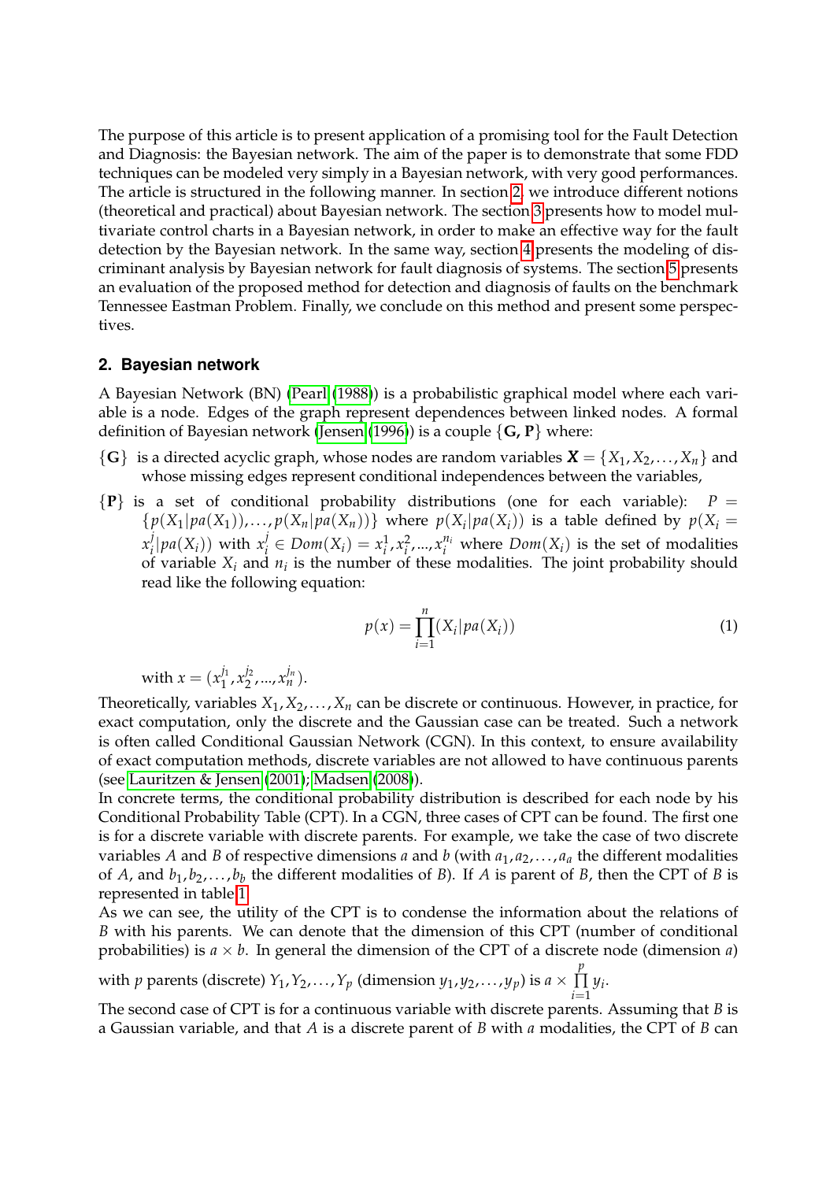The purpose of this article is to present application of a promising tool for the Fault Detection and Diagnosis: the Bayesian network. The aim of the paper is to demonstrate that some FDD techniques can be modeled very simply in a Bayesian network, with very good performances. The article is structured in the following manner. In section 2, we introduce different notions (theoretical and practical) about Bayesian network. The section 3 presents how to model multivariate control charts in a Bayesian network, in order to make an effective way for the fault detection by the Bayesian network. In the same way, section 4 presents the modeling of discriminant analysis by Bayesian network for fault diagnosis of systems. The section 5 presents an evaluation of the proposed method for detection and diagnosis of faults on the benchmark Tennessee Eastman Problem. Finally, we conclude on this method and present some perspectives.

## 2. Bayesian network

A Bayesian Network (BN) (Pearl (1988)) is a probabilistic graphical model where each variable is a node. Edges of the graph represent dependences between linked nodes. A formal definition of Bayesian network (Jensen (1996)) is a couple $\{\mathbf{G}, \mathbf{P}\}$ where:

- $\{\mathbf{G}\}$ is a directed acyclic graph, whose nodes are random variables $\boldsymbol{X} = \{X_1, X_2, \ldots, X_n\}$ and whose missing edges represent conditional independences between the variables,
- $\{\mathbf{P}\}$ is a set of conditional probability distributions (one for each variable): $P = \{p(X_1|pa(X_1)), \ldots, p(X_n|pa(X_n))\}$ where $p(X_i|pa(X_i))$ is a table defined by $p(X_i = x_i^j|pa(X_i))$ with $x_i^j \in Dom(X_i) = x_i^1, x_i^2, ..., x_i^{n_i}$ where $Dom(X_i)$ is the set of modalities of variable $X_i$ and $n_i$ is the number of these modalities. The joint probability should read like the following equation:

$$p(x) = \prod_{i=1}^{n} (X_i|pa(X_i)) \tag{1}$$

with $x = (x_1^{j_1}, x_2^{j_2}, ..., x_n^{j_n})$.

Theoretically, variables $X_1, X_2, \ldots, X_n$ can be discrete or continuous. However, in practice, for exact computation, only the discrete and the Gaussian case can be treated. Such a network is often called Conditional Gaussian Network (CGN). In this context, to ensure availability of exact computation methods, discrete variables are not allowed to have continuous parents (see Lauritzen & Jensen (2001); Madsen (2008)).

In concrete terms, the conditional probability distribution is described for each node by his Conditional Probability Table (CPT). In a CGN, three cases of CPT can be found. The first one is for a discrete variable with discrete parents. For example, we take the case of two discrete variables $A$ and $B$ of respective dimensions $a$ and $b$ (with $a_1, a_2, \ldots, a_a$ the different modalities of $A$, and $b_1, b_2, \ldots, b_b$ the different modalities of $B$). If $A$ is parent of $B$, then the CPT of $B$ is represented in table 1.

As we can see, the utility of the CPT is to condense the information about the relations of $B$ with his parents. We can denote that the dimension of this CPT (number of conditional probabilities) is $a \times b$. In general the dimension of the CPT of a discrete node (dimension $a$) with $p$ parents (discrete) $Y_1, Y_2, \ldots, Y_p$ (dimension $y_1, y_2, \ldots, y_p$) is $a \times \prod_{i=1}^{p} y_i$.

The second case of CPT is for a continuous variable with discrete parents. Assuming that $B$ is a Gaussian variable, and that $A$ is a discrete parent of $B$ with $a$ modalities, the CPT of $B$ can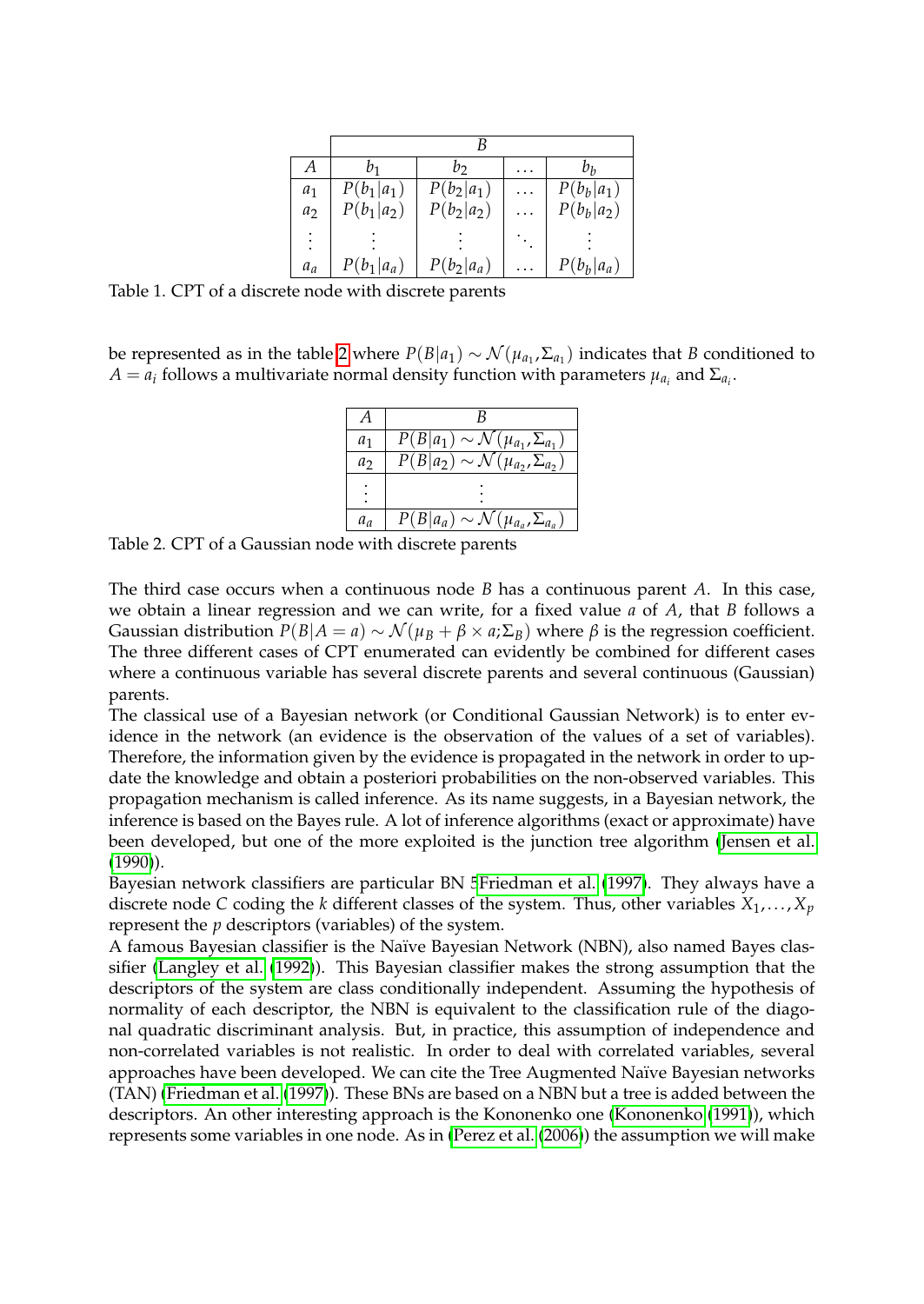|  | B |  |  |  |
|---|---|---|---|---|
| $A$ | $b_1$ | $b_2$ | $\dots$ | $b_b$ |
| $a_1$ | $P(b_1\|a_1)$ | $P(b_2\|a_1)$ | $\dots$ | $P(b_b\|a_1)$ |
| $a_2$ | $P(b_1\|a_2)$ | $P(b_2\|a_2)$ | $\dots$ | $P(b_b\|a_2)$ |
| $\vdots$ | $\vdots$ | $\vdots$ | $\ddots$ | $\vdots$ |
| $a_a$ | $P(b_1\|a_a)$ | $P(b_2\|a_a)$ | $\dots$ | $P(b_b\|a_a)$ |

Table 1. CPT of a discrete node with discrete parents

be represented as in the table 2 where $P(B|a_1) \sim \mathcal{N}(\mu_{a_1}, \Sigma_{a_1})$ indicates that $B$ conditioned to $A = a_i$ follows a multivariate normal density function with parameters $\mu_{a_i}$ and $\Sigma_{a_i}$.

| $A$ | $B$ |
|---|---|
| $a_1$ | $P(B\|a_1) \sim \mathcal{N}(\mu_{a_1}, \Sigma_{a_1})$ |
| $a_2$ | $P(B\|a_2) \sim \mathcal{N}(\mu_{a_2}, \Sigma_{a_2})$ |
| $\vdots$ | $\vdots$ |
| $a_a$ | $P(B\|a_a) \sim \mathcal{N}(\mu_{a_a}, \Sigma_{a_a})$ |

Table 2. CPT of a Gaussian node with discrete parents

The third case occurs when a continuous node $B$ has a continuous parent $A$. In this case, we obtain a linear regression and we can write, for a fixed value $a$ of $A$, that $B$ follows a Gaussian distribution $P(B|A = a) \sim \mathcal{N}(\mu_B + \beta \times a; \Sigma_B)$ where $\beta$ is the regression coefficient. The three different cases of CPT enumerated can evidently be combined for different cases where a continuous variable has several discrete parents and several continuous (Gaussian) parents.

The classical use of a Bayesian network (or Conditional Gaussian Network) is to enter evidence in the network (an evidence is the observation of the values of a set of variables). Therefore, the information given by the evidence is propagated in the network in order to update the knowledge and obtain a posteriori probabilities on the non-observed variables. This propagation mechanism is called inference. As its name suggests, in a Bayesian network, the inference is based on the Bayes rule. A lot of inference algorithms (exact or approximate) have been developed, but one of the more exploited is the junction tree algorithm (Jensen et al. (1990)).

Bayesian network classifiers are particular BN 5Friedman et al. (1997). They always have a discrete node $C$ coding the $k$ different classes of the system. Thus, other variables $X_1, \dots, X_p$ represent the $p$ descriptors (variables) of the system.

A famous Bayesian classifier is the Naïve Bayesian Network (NBN), also named Bayes classifier (Langley et al. (1992)). This Bayesian classifier makes the strong assumption that the descriptors of the system are class conditionally independent. Assuming the hypothesis of normality of each descriptor, the NBN is equivalent to the classification rule of the diagonal quadratic discriminant analysis. But, in practice, this assumption of independence and non-correlated variables is not realistic. In order to deal with correlated variables, several approaches have been developed. We can cite the Tree Augmented Naïve Bayesian networks (TAN) (Friedman et al. (1997)). These BNs are based on a NBN but a tree is added between the descriptors. An other interesting approach is the Kononenko one (Kononenko (1991)), which represents some variables in one node. As in (Perez et al. (2006)) the assumption we will make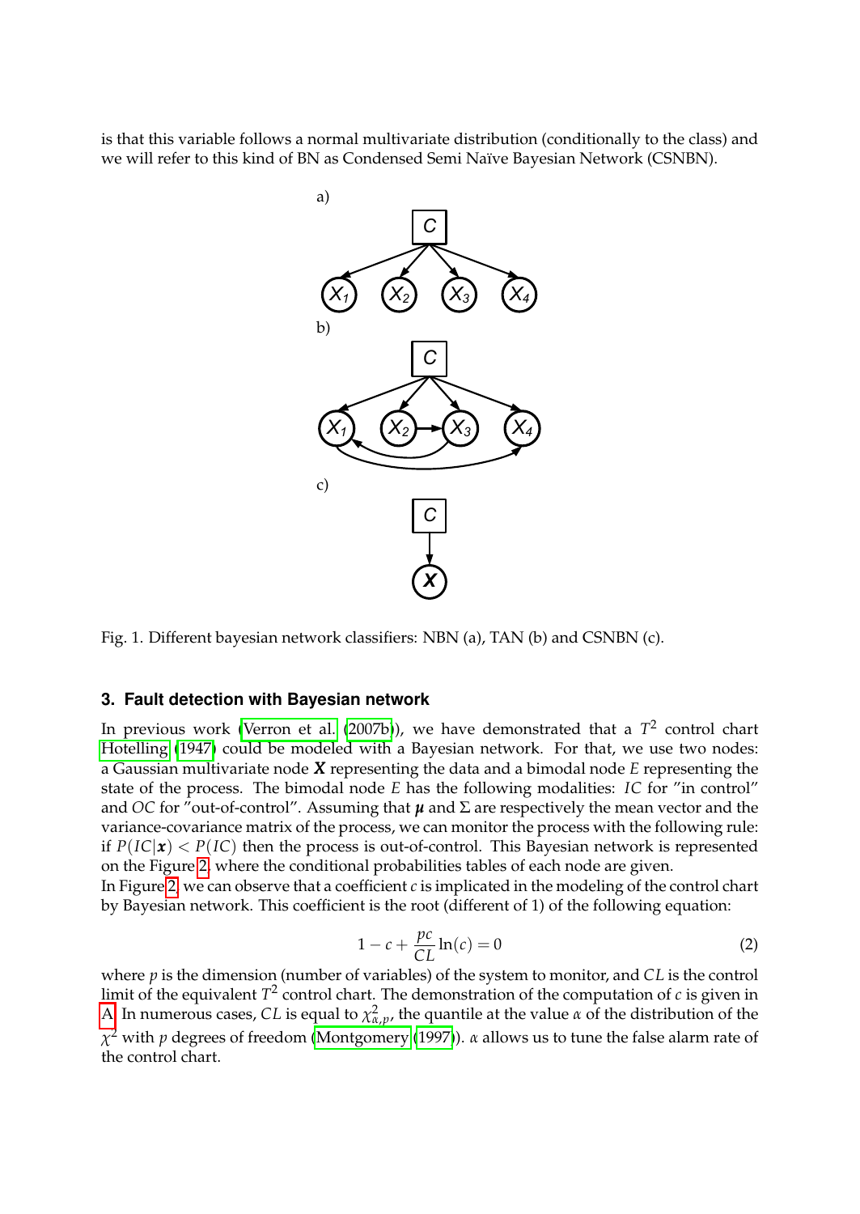is that this variable follows a normal multivariate distribution (conditionally to the class) and we will refer to this kind of BN as Condensed Semi Naïve Bayesian Network (CSNBN).

Fig. 1. Different bayesian network classifiers: NBN (a), TAN (b) and CSNBN (c).

### 3. Fault detection with Bayesian network

In previous work (Verron et al. (2007b)), we have demonstrated that a $T^2$ control chart Hotelling (1947) could be modeled with a Bayesian network. For that, we use two nodes: a Gaussian multivariate node $\boldsymbol{X}$ representing the data and a bimodal node $E$ representing the state of the process. The bimodal node $E$ has the following modalities: $IC$ for "in control" and $OC$ for "out-of-control". Assuming that $\boldsymbol{\mu}$ and $\Sigma$ are respectively the mean vector and the variance-covariance matrix of the process, we can monitor the process with the following rule: if $P(IC|\boldsymbol{x}) < P(IC)$ then the process is out-of-control. This Bayesian network is represented on the Figure 2, where the conditional probabilities tables of each node are given.
In Figure 2, we can observe that a coefficient $c$ is implicated in the modeling of the control chart by Bayesian network. This coefficient is the root (different of 1) of the following equation:

$$1 - c + \frac{pc}{CL}\ln(c) = 0 \tag{2}$$

where $p$ is the dimension (number of variables) of the system to monitor, and $CL$ is the control limit of the equivalent $T^2$ control chart. The demonstration of the computation of $c$ is given in A. In numerous cases, $CL$ is equal to $\chi^2_{\alpha,p}$, the quantile at the value $\alpha$ of the distribution of the $\chi^2$ with $p$ degrees of freedom (Montgomery (1997)). $\alpha$ allows us to tune the false alarm rate of the control chart.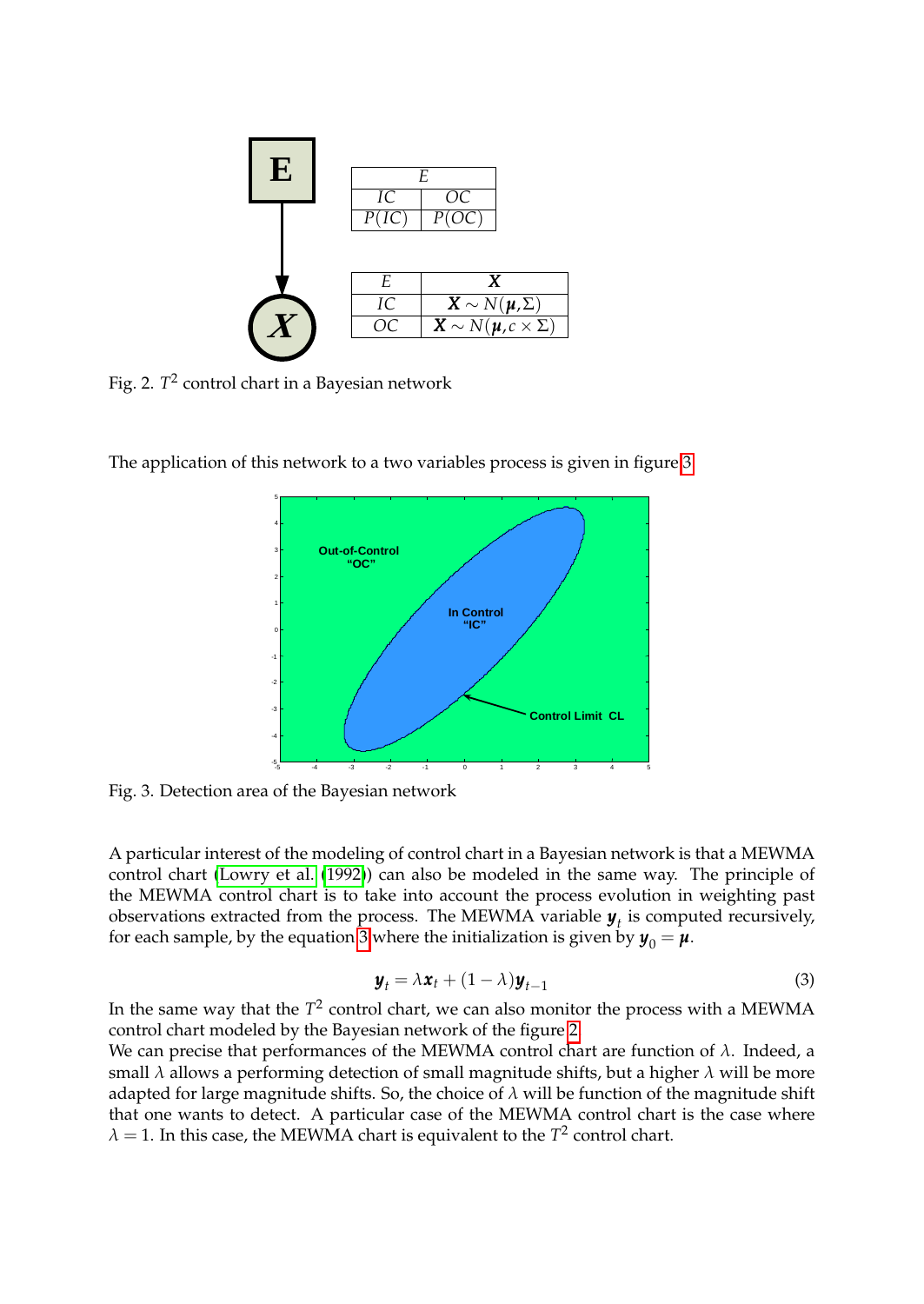| $E$ | |
|---|---|
| $IC$ | $OC$ |
| $P(IC)$ | $P(OC)$ |

| $E$ | $\boldsymbol{X}$ |
|---|---|
| $IC$ | $\boldsymbol{X} \sim N(\boldsymbol{\mu}, \Sigma)$ |
| $OC$ | $\boldsymbol{X} \sim N(\boldsymbol{\mu}, c \times \Sigma)$ |

Fig. 2. $T^2$ control chart in a Bayesian network

The application of this network to a two variables process is given in figure 3

Fig. 3. Detection area of the Bayesian network

A particular interest of the modeling of control chart in a Bayesian network is that a MEWMA control chart (Lowry et al. (1992)) can also be modeled in the same way. The principle of the MEWMA control chart is to take into account the process evolution in weighting past observations extracted from the process. The MEWMA variable $\boldsymbol{y}_t$ is computed recursively, for each sample, by the equation 3 where the initialization is given by $\boldsymbol{y}_0 = \boldsymbol{\mu}$.

$$\boldsymbol{y}_t = \lambda \boldsymbol{x}_t + (1 - \lambda)\boldsymbol{y}_{t-1} \tag{3}$$

In the same way that the $T^2$ control chart, we can also monitor the process with a MEWMA control chart modeled by the Bayesian network of the figure 2.

We can precise that performances of the MEWMA control chart are function of $\lambda$. Indeed, a small $\lambda$ allows a performing detection of small magnitude shifts, but a higher $\lambda$ will be more adapted for large magnitude shifts. So, the choice of $\lambda$ will be function of the magnitude shift that one wants to detect. A particular case of the MEWMA control chart is the case where $\lambda = 1$. In this case, the MEWMA chart is equivalent to the $T^2$ control chart.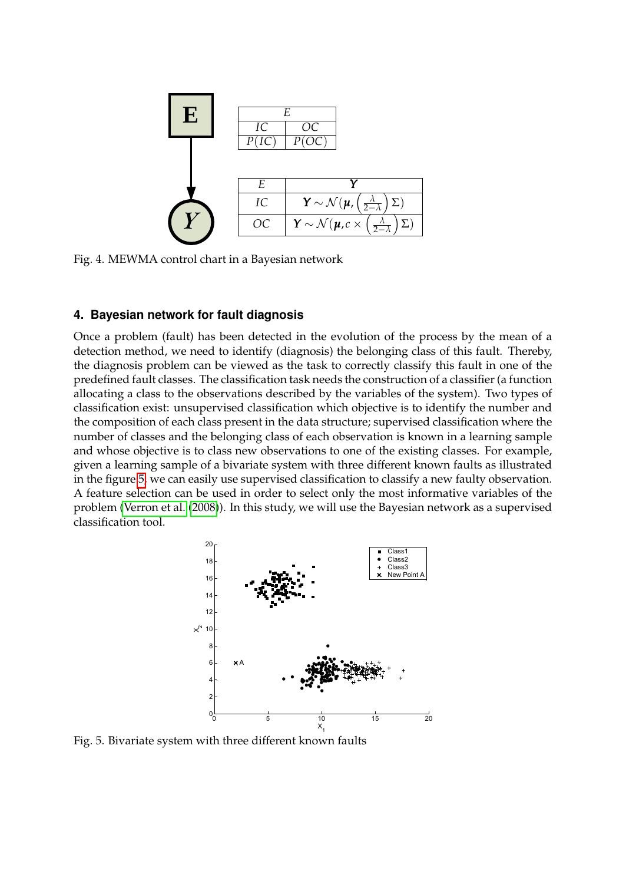| $E$ | |
|---|---|
| $IC$ | $OC$ |
| $P(IC)$ | $P(OC)$ |

| $E$ | $\boldsymbol{Y}$ |
|---|---|
| $IC$ | $\boldsymbol{Y} \sim \mathcal{N}(\boldsymbol{\mu}, \left(\frac{\lambda}{2-\lambda}\right)\Sigma)$ |
| $OC$ | $\boldsymbol{Y} \sim \mathcal{N}(\boldsymbol{\mu}, c \times \left(\frac{\lambda}{2-\lambda}\right)\Sigma)$ |

Fig. 4. MEWMA control chart in a Bayesian network

## 4. Bayesian network for fault diagnosis

Once a problem (fault) has been detected in the evolution of the process by the mean of a detection method, we need to identify (diagnosis) the belonging class of this fault. Thereby, the diagnosis problem can be viewed as the task to correctly classify this fault in one of the predefined fault classes. The classification task needs the construction of a classifier (a function allocating a class to the observations described by the variables of the system). Two types of classification exist: unsupervised classification which objective is to identify the number and the composition of each class present in the data structure; supervised classification where the number of classes and the belonging class of each observation is known in a learning sample and whose objective is to class new observations to one of the existing classes. For example, given a learning sample of a bivariate system with three different known faults as illustrated in the figure 5, we can easily use supervised classification to classify a new faulty observation. A feature selection can be used in order to select only the most informative variables of the problem (Verron et al. (2008)). In this study, we will use the Bayesian network as a supervised classification tool.

Fig. 5. Bivariate system with three different known faults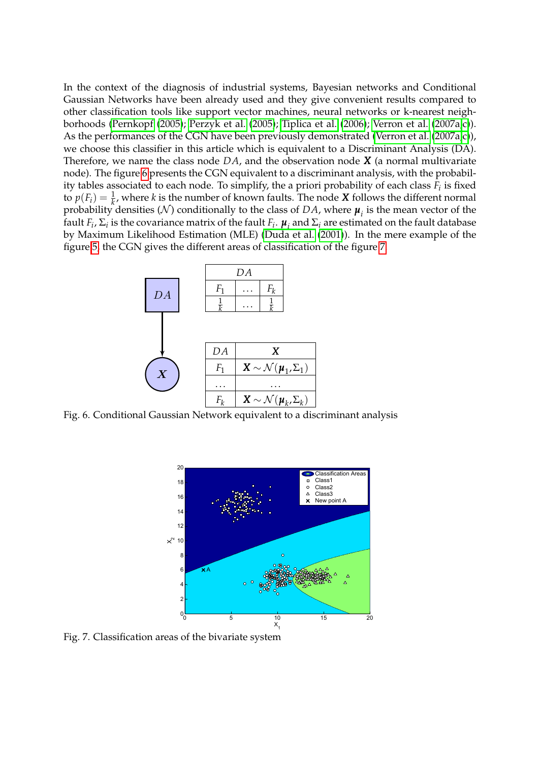In the context of the diagnosis of industrial systems, Bayesian networks and Conditional Gaussian Networks have been already used and they give convenient results compared to other classification tools like support vector machines, neural networks or k-nearest neighborhoods (Pernkopf (2005); Perzyk et al. (2005); Tiplica et al. (2006); Verron et al. (2007a;c)). As the performances of the CGN have been previously demonstrated (Verron et al. (2007a;c)), we choose this classifier in this article which is equivalent to a Discriminant Analysis (DA). Therefore, we name the class node $DA$, and the observation node $\boldsymbol{X}$ (a normal multivariate node). The figure 6 presents the CGN equivalent to a discriminant analysis, with the probability tables associated to each node. To simplify, the a priori probability of each class $F_i$ is fixed to $p(F_i) = \frac{1}{k}$, where $k$ is the number of known faults. The node $\boldsymbol{X}$ follows the different normal probability densities ($\mathcal{N}$) conditionally to the class of $DA$, where $\boldsymbol{\mu}_i$ is the mean vector of the fault $F_i$, $\Sigma_i$ is the covariance matrix of the fault $F_i$. $\boldsymbol{\mu}_i$ and $\Sigma_i$ are estimated on the fault database by Maximum Likelihood Estimation (MLE) (Duda et al. (2001)). In the mere example of the figure 5, the CGN gives the different areas of classification of the figure 7.

| $DA$ | | |
|---|---|---|
| $F_1$ | $\ldots$ | $F_k$ |
| $\frac{1}{k}$ | $\ldots$ | $\frac{1}{k}$ |

| $DA$ | $\boldsymbol{X}$ |
|---|---|
| $F_1$ | $\boldsymbol{X} \sim \mathcal{N}(\boldsymbol{\mu}_1, \Sigma_1)$ |
| $\ldots$ | $\ldots$ |
| $F_k$ | $\boldsymbol{X} \sim \mathcal{N}(\boldsymbol{\mu}_k, \Sigma_k)$ |

Fig. 6. Conditional Gaussian Network equivalent to a discriminant analysis

Fig. 7. Classification areas of the bivariate system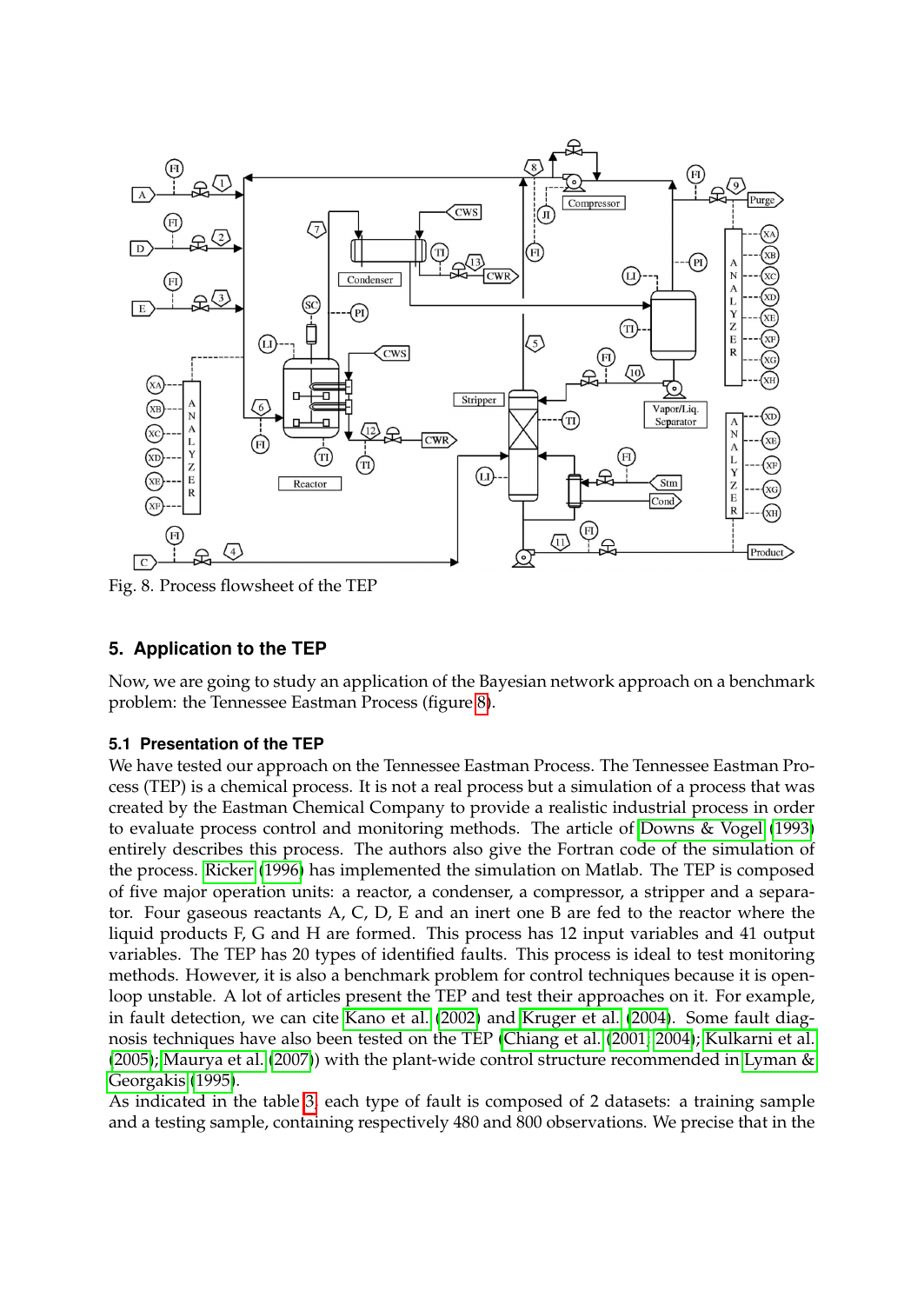Fig. 8. Process flowsheet of the TEP

## 5. Application to the TEP

Now, we are going to study an application of the Bayesian network approach on a benchmark problem: the Tennessee Eastman Process (figure 8).

### 5.1 Presentation of the TEP

We have tested our approach on the Tennessee Eastman Process. The Tennessee Eastman Process (TEP) is a chemical process. It is not a real process but a simulation of a process that was created by the Eastman Chemical Company to provide a realistic industrial process in order to evaluate process control and monitoring methods. The article of Downs & Vogel (1993) entirely describes this process. The authors also give the Fortran code of the simulation of the process. Ricker (1996) has implemented the simulation on Matlab. The TEP is composed of five major operation units: a reactor, a condenser, a compressor, a stripper and a separator. Four gaseous reactants A, C, D, E and an inert one B are fed to the reactor where the liquid products F, G and H are formed. This process has 12 input variables and 41 output variables. The TEP has 20 types of identified faults. This process is ideal to test monitoring methods. However, it is also a benchmark problem for control techniques because it is open-loop unstable. A lot of articles present the TEP and test their approaches on it. For example, in fault detection, we can cite Kano et al. (2002) and Kruger et al. (2004). Some fault diagnosis techniques have also been tested on the TEP (Chiang et al. (2001; 2004); Kulkarni et al. (2005); Maurya et al. (2007)) with the plant-wide control structure recommended in Lyman & Georgakis (1995).

As indicated in the table 3, each type of fault is composed of 2 datasets: a training sample and a testing sample, containing respectively 480 and 800 observations. We precise that in the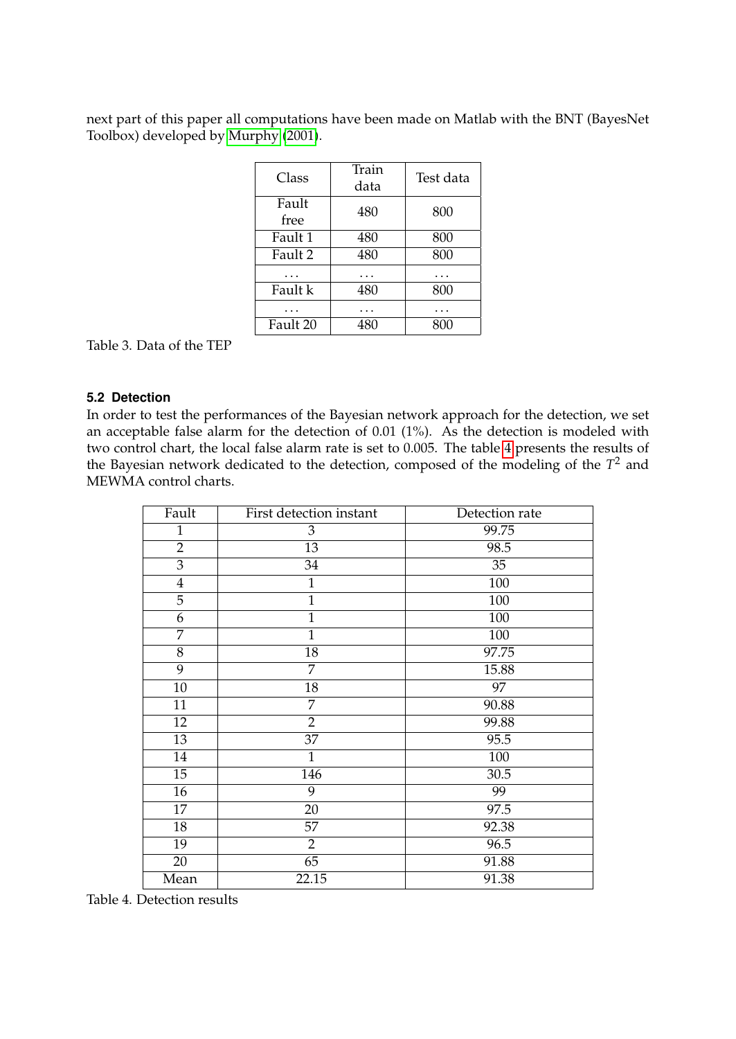next part of this paper all computations have been made on Matlab with the BNT (BayesNet Toolbox) developed by Murphy (2001).

| Class | Train data | Test data |
|---|---|---|
| Fault free | 480 | 800 |
| Fault 1 | 480 | 800 |
| Fault 2 | 480 | 800 |
| ... | ... | ... |
| Fault k | 480 | 800 |
| ... | ... | ... |
| Fault 20 | 480 | 800 |

Table 3. Data of the TEP

### 5.2 Detection

In order to test the performances of the Bayesian network approach for the detection, we set an acceptable false alarm for the detection of 0.01 (1%). As the detection is modeled with two control chart, the local false alarm rate is set to 0.005. The table 4 presents the results of the Bayesian network dedicated to the detection, composed of the modeling of the $T^2$ and MEWMA control charts.

| Fault | First detection instant | Detection rate |
|---|---|---|
| 1 | 3 | 99.75 |
| 2 | 13 | 98.5 |
| 3 | 34 | 35 |
| 4 | 1 | 100 |
| 5 | 1 | 100 |
| 6 | 1 | 100 |
| 7 | 1 | 100 |
| 8 | 18 | 97.75 |
| 9 | 7 | 15.88 |
| 10 | 18 | 97 |
| 11 | 7 | 90.88 |
| 12 | 2 | 99.88 |
| 13 | 37 | 95.5 |
| 14 | 1 | 100 |
| 15 | 146 | 30.5 |
| 16 | 9 | 99 |
| 17 | 20 | 97.5 |
| 18 | 57 | 92.38 |
| 19 | 2 | 96.5 |
| 20 | 65 | 91.88 |
| Mean | 22.15 | 91.38 |

Table 4. Detection results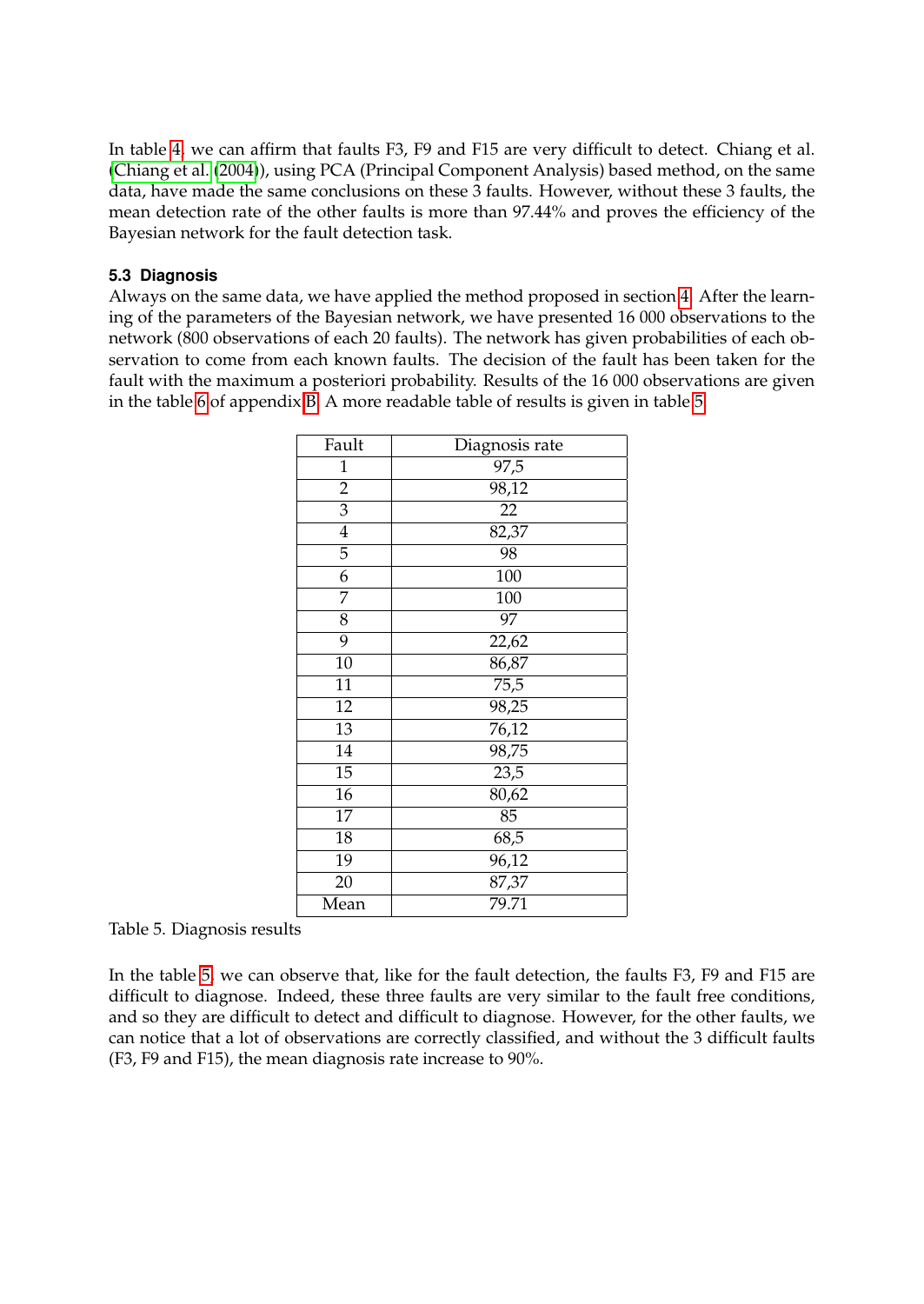In table 4, we can affirm that faults F3, F9 and F15 are very difficult to detect. Chiang et al. (Chiang et al. (2004)), using PCA (Principal Component Analysis) based method, on the same data, have made the same conclusions on these 3 faults. However, without these 3 faults, the mean detection rate of the other faults is more than 97.44% and proves the efficiency of the Bayesian network for the fault detection task.

### 5.3 Diagnosis

Always on the same data, we have applied the method proposed in section 4. After the learning of the parameters of the Bayesian network, we have presented 16 000 observations to the network (800 observations of each 20 faults). The network has given probabilities of each observation to come from each known faults. The decision of the fault has been taken for the fault with the maximum a posteriori probability. Results of the 16 000 observations are given in the table 6 of appendix B. A more readable table of results is given in table 5.

| Fault | Diagnosis rate |
|---|---|
| 1 | 97,5 |
| 2 | 98,12 |
| 3 | 22 |
| 4 | 82,37 |
| 5 | 98 |
| 6 | 100 |
| 7 | 100 |
| 8 | 97 |
| 9 | 22,62 |
| 10 | 86,87 |
| 11 | 75,5 |
| 12 | 98,25 |
| 13 | 76,12 |
| 14 | 98,75 |
| 15 | 23,5 |
| 16 | 80,62 |
| 17 | 85 |
| 18 | 68,5 |
| 19 | 96,12 |
| 20 | 87,37 |
| Mean | 79.71 |

Table 5. Diagnosis results

In the table 5, we can observe that, like for the fault detection, the faults F3, F9 and F15 are difficult to diagnose. Indeed, these three faults are very similar to the fault free conditions, and so they are difficult to detect and difficult to diagnose. However, for the other faults, we can notice that a lot of observations are correctly classified, and without the 3 difficult faults (F3, F9 and F15), the mean diagnosis rate increase to 90%.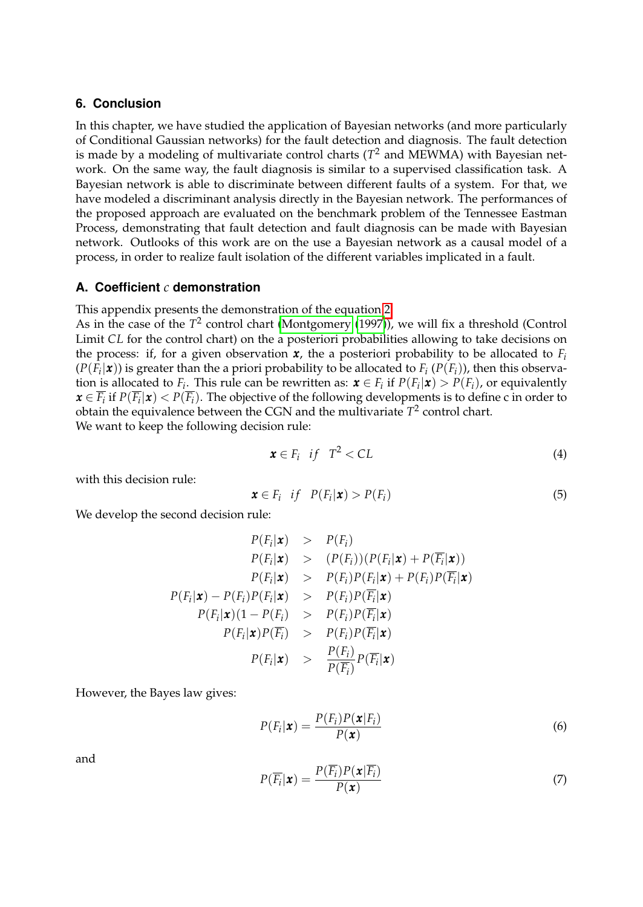## 6. Conclusion

In this chapter, we have studied the application of Bayesian networks (and more particularly of Conditional Gaussian networks) for the fault detection and diagnosis. The fault detection is made by a modeling of multivariate control charts ($T^2$ and MEWMA) with Bayesian network. On the same way, the fault diagnosis is similar to a supervised classification task. A Bayesian network is able to discriminate between different faults of a system. For that, we have modeled a discriminant analysis directly in the Bayesian network. The performances of the proposed approach are evaluated on the benchmark problem of the Tennessee Eastman Process, demonstrating that fault detection and fault diagnosis can be made with Bayesian network. Outlooks of this work are on the use a Bayesian network as a causal model of a process, in order to realize fault isolation of the different variables implicated in a fault.

## A. Coefficient $c$ demonstration

This appendix presents the demonstration of the equation 2.
As in the case of the $T^2$ control chart (Montgomery (1997)), we will fix a threshold (Control Limit $CL$ for the control chart) on the a posteriori probabilities allowing to take decisions on the process: if, for a given observation $\boldsymbol{x}$, the a posteriori probability to be allocated to $F_i$ ($P(F_i|\boldsymbol{x})$) is greater than the a priori probability to be allocated to $F_i$ ($P(F_i)$), then this observation is allocated to $F_i$. This rule can be rewritten as: $\boldsymbol{x} \in F_i$ if $P(F_i|\boldsymbol{x}) > P(F_i)$, or equivalently $\boldsymbol{x} \in \overline{F_i}$ if $P(\overline{F_i}|\boldsymbol{x}) < P(\overline{F_i})$. The objective of the following developments is to define c in order to obtain the equivalence between the CGN and the multivariate $T^2$ control chart.
We want to keep the following decision rule:

$$\boldsymbol{x} \in F_i \quad if \quad T^2 < CL \tag{4}$$

with this decision rule:

$$\boldsymbol{x} \in F_i \quad if \quad P(F_i|\boldsymbol{x}) > P(F_i) \tag{5}$$

We develop the second decision rule:

$$\begin{aligned}
P(F_i|\boldsymbol{x}) &> P(F_i) \\
P(F_i|\boldsymbol{x}) &> (P(F_i))(P(F_i|\boldsymbol{x}) + P(\overline{F_i}|\boldsymbol{x})) \\
P(F_i|\boldsymbol{x}) &> P(F_i)P(F_i|\boldsymbol{x}) + P(F_i)P(\overline{F_i}|\boldsymbol{x}) \\
P(F_i|\boldsymbol{x}) - P(F_i)P(F_i|\boldsymbol{x}) &> P(F_i)P(\overline{F_i}|\boldsymbol{x}) \\
P(F_i|\boldsymbol{x})(1 - P(F_i)) &> P(F_i)P(\overline{F_i}|\boldsymbol{x}) \\
P(F_i|\boldsymbol{x})P(\overline{F_i}) &> P(F_i)P(\overline{F_i}|\boldsymbol{x}) \\
P(F_i|\boldsymbol{x}) &> \frac{P(F_i)}{P(\overline{F_i})}P(\overline{F_i}|\boldsymbol{x})
\end{aligned}$$

However, the Bayes law gives:

$$P(F_i|\boldsymbol{x}) = \frac{P(F_i)P(\boldsymbol{x}|F_i)}{P(\boldsymbol{x})} \tag{6}$$

and

$$P(\overline{F_i}|\boldsymbol{x}) = \frac{P(\overline{F_i})P(\boldsymbol{x}|\overline{F_i})}{P(\boldsymbol{x})} \tag{7}$$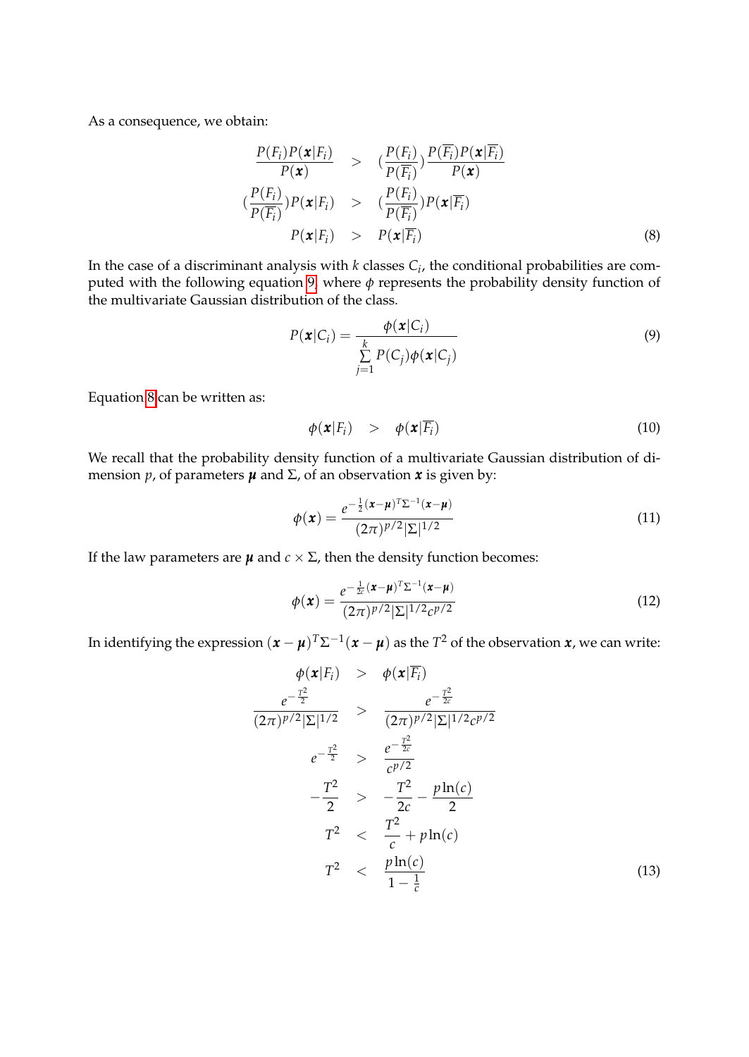As a consequence, we obtain:

$$
\begin{aligned}
\frac{P(F_i)P(\boldsymbol{x}|F_i)}{P(\boldsymbol{x})} &> \left(\frac{P(F_i)}{P(\overline{F_i})}\right)\frac{P(\overline{F_i})P(\boldsymbol{x}|\overline{F_i})}{P(\boldsymbol{x})} \\
\left(\frac{P(F_i)}{P(\overline{F_i})}\right)P(\boldsymbol{x}|F_i) &> \left(\frac{P(F_i)}{P(\overline{F_i})}\right)P(\boldsymbol{x}|\overline{F_i}) \\
P(\boldsymbol{x}|F_i) &> P(\boldsymbol{x}|\overline{F_i})
\end{aligned} \tag{8}
$$

In the case of a discriminant analysis with $k$ classes $C_i$, the conditional probabilities are computed with the following equation 9, where $\phi$ represents the probability density function of the multivariate Gaussian distribution of the class.

$$
P(\boldsymbol{x}|C_i) = \frac{\phi(\boldsymbol{x}|C_i)}{\sum_{j=1}^{k} P(C_j)\phi(\boldsymbol{x}|C_j)} \tag{9}
$$

Equation 8 can be written as:

$$
\phi(\boldsymbol{x}|F_i) > \phi(\boldsymbol{x}|\overline{F_i}) \tag{10}
$$

We recall that the probability density function of a multivariate Gaussian distribution of dimension $p$, of parameters $\boldsymbol{\mu}$ and $\Sigma$, of an observation $\boldsymbol{x}$ is given by:

$$
\phi(\boldsymbol{x}) = \frac{e^{-\frac{1}{2}(\boldsymbol{x}-\boldsymbol{\mu})^T\Sigma^{-1}(\boldsymbol{x}-\boldsymbol{\mu})}}{(2\pi)^{p/2}|\Sigma|^{1/2}} \tag{11}
$$

If the law parameters are $\boldsymbol{\mu}$ and $c \times \Sigma$, then the density function becomes:

$$
\phi(\boldsymbol{x}) = \frac{e^{-\frac{1}{2c}(\boldsymbol{x}-\boldsymbol{\mu})^T\Sigma^{-1}(\boldsymbol{x}-\boldsymbol{\mu})}}{(2\pi)^{p/2}|\Sigma|^{1/2}c^{p/2}} \tag{12}
$$

In identifying the expression $(\boldsymbol{x}-\boldsymbol{\mu})^T\Sigma^{-1}(\boldsymbol{x}-\boldsymbol{\mu})$ as the $T^2$ of the observation $\boldsymbol{x}$, we can write:

$$
\begin{aligned}
\phi(\boldsymbol{x}|F_i) &> \phi(\boldsymbol{x}|\overline{F_i}) \\
\frac{e^{-\frac{T^2}{2}}}{(2\pi)^{p/2}|\Sigma|^{1/2}} &> \frac{e^{-\frac{T^2}{2c}}}{(2\pi)^{p/2}|\Sigma|^{1/2}c^{p/2}} \\
e^{-\frac{T^2}{2}} &> \frac{e^{-\frac{T^2}{2c}}}{c^{p/2}} \\
-\frac{T^2}{2} &> -\frac{T^2}{2c} - \frac{p\ln(c)}{2} \\
T^2 &< \frac{T^2}{c} + p\ln(c) \\
T^2 &< \frac{p\ln(c)}{1-\frac{1}{c}}
\end{aligned} \tag{13}
$$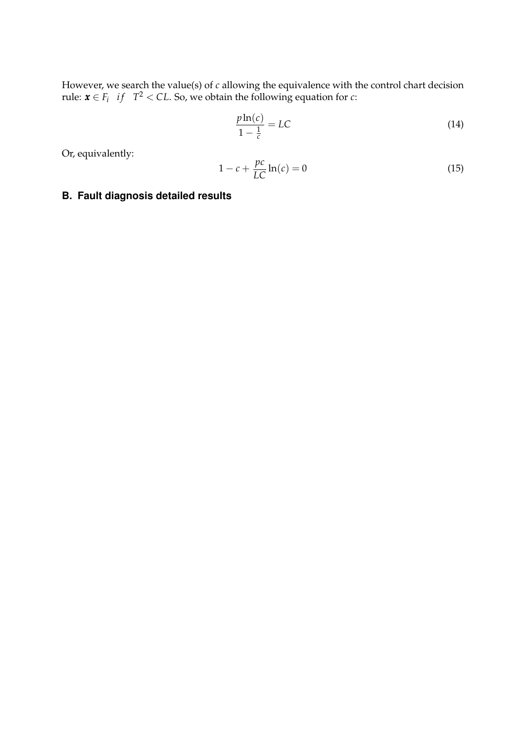However, we search the value(s) of $c$ allowing the equivalence with the control chart decision rule: $\boldsymbol{x} \in F_i \quad if \quad T^2 < CL$. So, we obtain the following equation for $c$:

$$\frac{p \ln(c)}{1 - \frac{1}{c}} = LC \tag{14}$$

Or, equivalently:

$$1 - c + \frac{pc}{LC} \ln(c) = 0 \tag{15}$$

## B. Fault diagnosis detailed results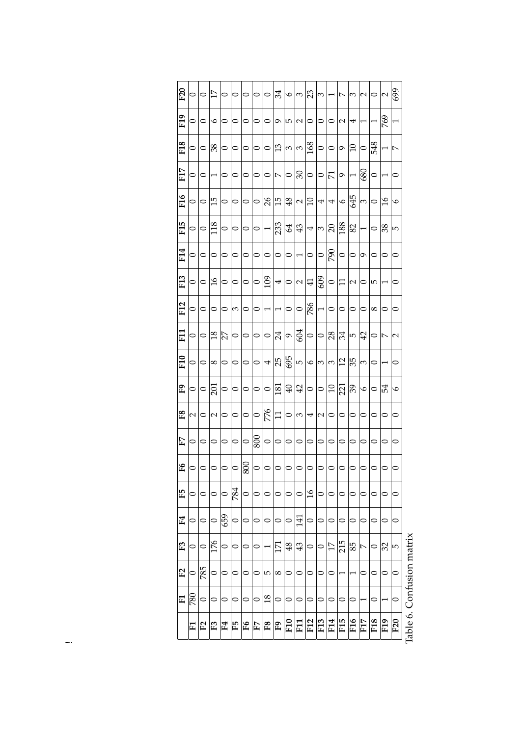| | F1 | F2 | F3 | F4 | F5 | F6 | F7 | F8 | F9 | F10 | F11 | F12 | F13 | F14 | F15 | F16 | F17 | F18 | F19 | F20 |
|---|---|---|---|---|---|---|---|---|---|---|---|---|---|---|---|---|---|---|---|---|
| **F1** | 780 | 0 | 0 | 0 | 0 | 0 | 0 | 2 | 0 | 0 | 0 | 0 | 0 | 0 | 0 | 0 | 0 | 0 | 0 | 0 |
| **F2** | 0 | 785 | 0 | 0 | 0 | 0 | 0 | 0 | 0 | 0 | 0 | 0 | 0 | 0 | 0 | 0 | 0 | 0 | 0 | 0 |
| **F3** | 0 | 0 | 176 | 0 | 0 | 0 | 0 | 2 | 201 | 8 | 18 | 0 | 16 | 0 | 118 | 15 | 1 | 38 | 6 | 17 |
| **F4** | 0 | 0 | 0 | 659 | 0 | 0 | 0 | 0 | 0 | 0 | 27 | 0 | 0 | 0 | 0 | 0 | 0 | 0 | 0 | 0 |
| **F5** | 0 | 0 | 0 | 0 | 784 | 0 | 0 | 0 | 0 | 0 | 0 | 3 | 0 | 0 | 0 | 0 | 0 | 0 | 0 | 0 |
| **F6** | 0 | 0 | 0 | 0 | 0 | 800 | 0 | 0 | 0 | 0 | 0 | 0 | 0 | 0 | 0 | 0 | 0 | 0 | 0 | 0 |
| **F7** | 0 | 0 | 0 | 0 | 0 | 0 | 800 | 0 | 0 | 0 | 0 | 0 | 0 | 0 | 0 | 0 | 0 | 0 | 0 | 0 |
| **F8** | 18 | 5 | 1 | 0 | 0 | 0 | 0 | 776 | 0 | 4 | 0 | 1 | 109 | 0 | 1 | 26 | 0 | 0 | 0 | 0 |
| **F9** | 0 | 8 | 171 | 0 | 0 | 0 | 0 | 11 | 181 | 25 | 24 | 1 | 4 | 0 | 233 | 15 | 7 | 13 | 9 | 34 |
| **F10** | 0 | 0 | 48 | 0 | 0 | 0 | 0 | 0 | 40 | 695 | 9 | 0 | 0 | 0 | 64 | 48 | 0 | 3 | 5 | 6 |
| **F11** | 0 | 0 | 43 | 141 | 0 | 0 | 0 | 3 | 42 | 5 | 604 | 0 | 2 | 1 | 43 | 2 | 30 | 3 | 2 | 3 |
| **F12** | 0 | 0 | 0 | 0 | 16 | 0 | 0 | 4 | 0 | 6 | 0 | 786 | 41 | 0 | 4 | 10 | 0 | 168 | 0 | 23 |
| **F13** | 0 | 0 | 0 | 0 | 0 | 0 | 0 | 2 | 0 | 3 | 0 | 1 | 609 | 0 | 3 | 4 | 0 | 0 | 0 | 3 |
| **F14** | 0 | 0 | 17 | 0 | 0 | 0 | 0 | 0 | 10 | 3 | 28 | 0 | 0 | 790 | 20 | 4 | 71 | 0 | 0 | 1 |
| **F15** | 0 | 1 | 215 | 0 | 0 | 0 | 0 | 0 | 221 | 12 | 34 | 0 | 11 | 0 | 188 | 6 | 9 | 9 | 2 | 7 |
| **F16** | 0 | 1 | 85 | 0 | 0 | 0 | 0 | 0 | 39 | 35 | 5 | 0 | 2 | 0 | 82 | 645 | 1 | 10 | 4 | 3 |
| **F17** | 1 | 0 | 7 | 0 | 0 | 0 | 0 | 0 | 6 | 3 | 42 | 0 | 0 | 9 | 1 | 3 | 680 | 0 | 1 | 2 |
| **F18** | 0 | 0 | 0 | 0 | 0 | 0 | 0 | 0 | 0 | 0 | 0 | 8 | 5 | 0 | 0 | 0 | 0 | 548 | 1 | 0 |
| **F19** | 1 | 0 | 32 | 0 | 0 | 0 | 0 | 0 | 54 | 1 | 7 | 0 | 1 | 0 | 38 | 16 | 1 | 1 | 769 | 2 |
| **F20** | 0 | 0 | 5 | 0 | 0 | 0 | 0 | 0 | 6 | 0 | 2 | 0 | 0 | 0 | 5 | 6 | 0 | 7 | 1 | 699 |

Table 6. Confusion matrix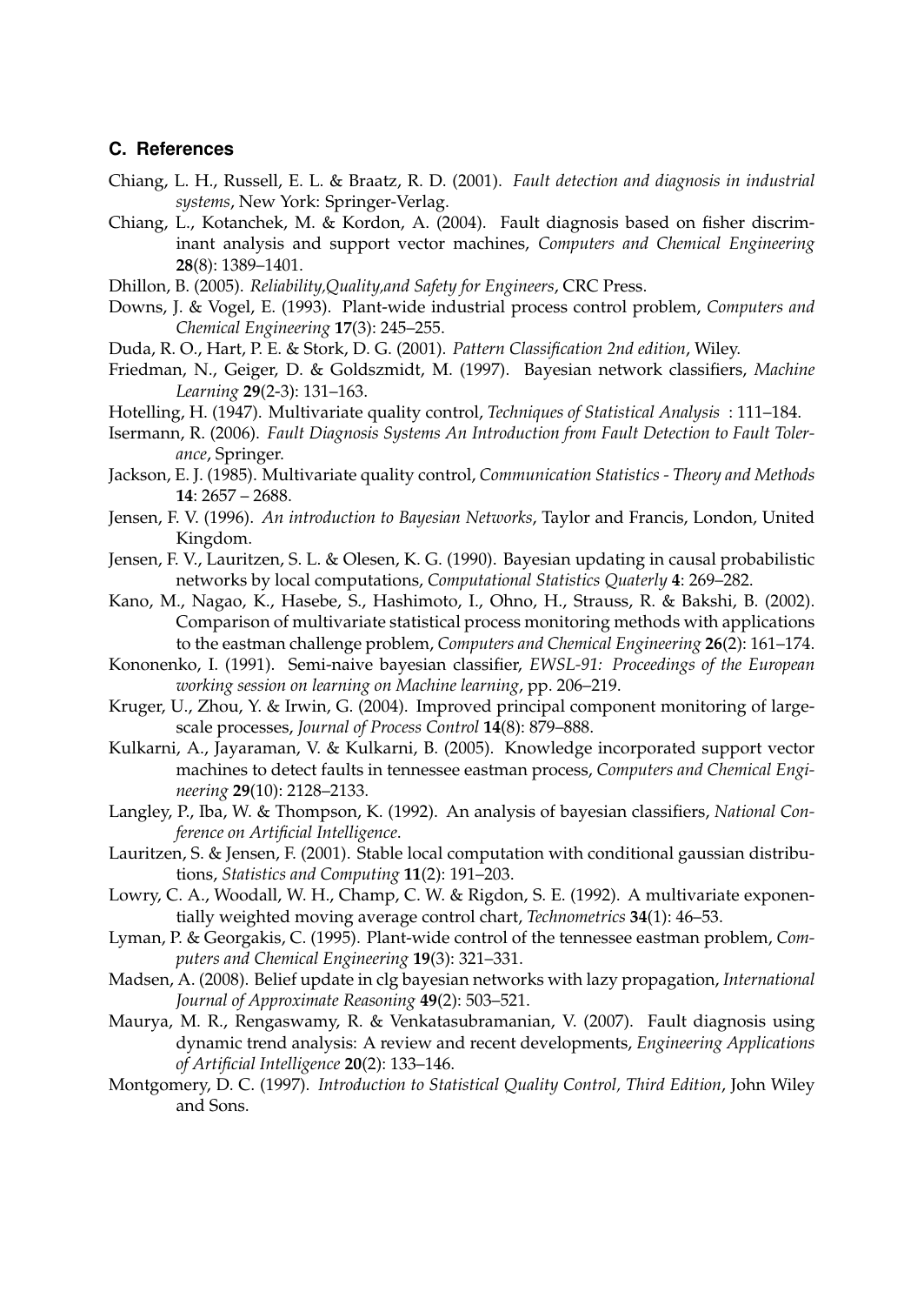### C. References

Chiang, L. H., Russell, E. L. & Braatz, R. D. (2001). *Fault detection and diagnosis in industrial systems*, New York: Springer-Verlag.

Chiang, L., Kotanchek, M. & Kordon, A. (2004). Fault diagnosis based on fisher discriminant analysis and support vector machines, *Computers and Chemical Engineering* **28**(8): 1389–1401.

Dhillon, B. (2005). *Reliability,Quality,and Safety for Engineers*, CRC Press.

Downs, J. & Vogel, E. (1993). Plant-wide industrial process control problem, *Computers and Chemical Engineering* **17**(3): 245–255.

Duda, R. O., Hart, P. E. & Stork, D. G. (2001). *Pattern Classification 2nd edition*, Wiley.

Friedman, N., Geiger, D. & Goldszmidt, M. (1997). Bayesian network classifiers, *Machine Learning* **29**(2-3): 131–163.

Hotelling, H. (1947). Multivariate quality control, *Techniques of Statistical Analysis* : 111–184.

Isermann, R. (2006). *Fault Diagnosis Systems An Introduction from Fault Detection to Fault Tolerance*, Springer.

Jackson, E. J. (1985). Multivariate quality control, *Communication Statistics - Theory and Methods* **14**: 2657 – 2688.

Jensen, F. V. (1996). *An introduction to Bayesian Networks*, Taylor and Francis, London, United Kingdom.

Jensen, F. V., Lauritzen, S. L. & Olesen, K. G. (1990). Bayesian updating in causal probabilistic networks by local computations, *Computational Statistics Quaterly* **4**: 269–282.

Kano, M., Nagao, K., Hasebe, S., Hashimoto, I., Ohno, H., Strauss, R. & Bakshi, B. (2002). Comparison of multivariate statistical process monitoring methods with applications to the eastman challenge problem, *Computers and Chemical Engineering* **26**(2): 161–174.

Kononenko, I. (1991). Semi-naive bayesian classifier, *EWSL-91: Proceedings of the European working session on learning on Machine learning*, pp. 206–219.

Kruger, U., Zhou, Y. & Irwin, G. (2004). Improved principal component monitoring of large-scale processes, *Journal of Process Control* **14**(8): 879–888.

Kulkarni, A., Jayaraman, V. & Kulkarni, B. (2005). Knowledge incorporated support vector machines to detect faults in tennessee eastman process, *Computers and Chemical Engineering* **29**(10): 2128–2133.

Langley, P., Iba, W. & Thompson, K. (1992). An analysis of bayesian classifiers, *National Conference on Artificial Intelligence*.

Lauritzen, S. & Jensen, F. (2001). Stable local computation with conditional gaussian distributions, *Statistics and Computing* **11**(2): 191–203.

Lowry, C. A., Woodall, W. H., Champ, C. W. & Rigdon, S. E. (1992). A multivariate exponentially weighted moving average control chart, *Technometrics* **34**(1): 46–53.

Lyman, P. & Georgakis, C. (1995). Plant-wide control of the tennessee eastman problem, *Computers and Chemical Engineering* **19**(3): 321–331.

Madsen, A. (2008). Belief update in clg bayesian networks with lazy propagation, *International Journal of Approximate Reasoning* **49**(2): 503–521.

Maurya, M. R., Rengaswamy, R. & Venkatasubramanian, V. (2007). Fault diagnosis using dynamic trend analysis: A review and recent developments, *Engineering Applications of Artificial Intelligence* **20**(2): 133–146.

Montgomery, D. C. (1997). *Introduction to Statistical Quality Control, Third Edition*, John Wiley and Sons.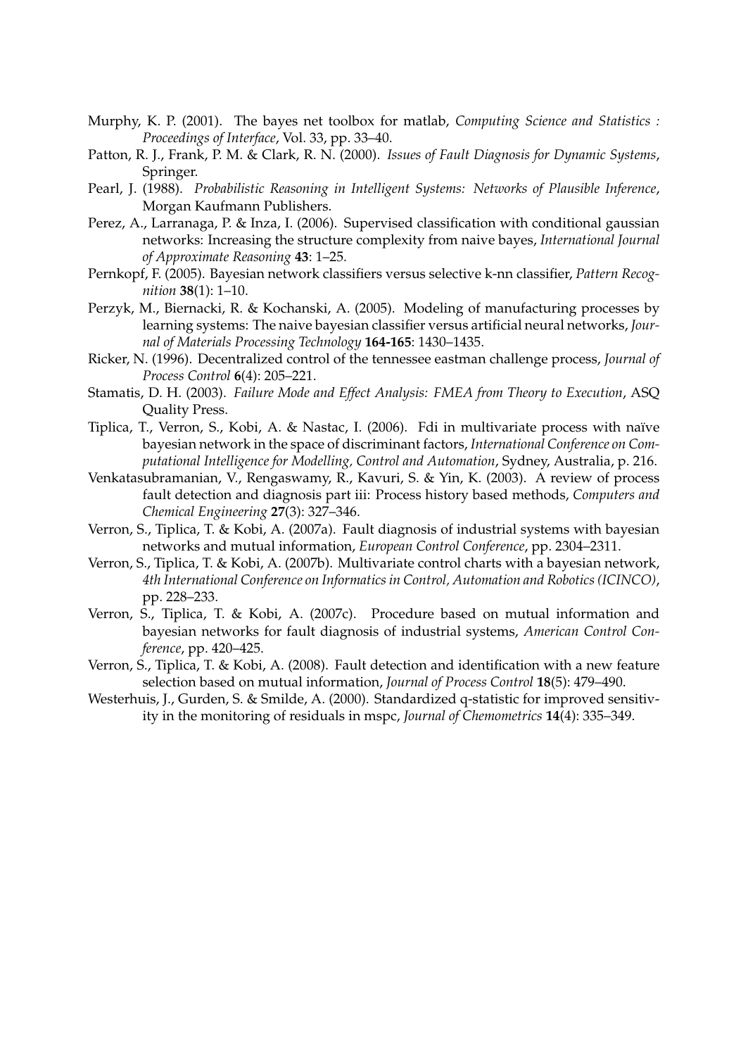Murphy, K. P. (2001). The bayes net toolbox for matlab, *Computing Science and Statistics : Proceedings of Interface*, Vol. 33, pp. 33–40.

Patton, R. J., Frank, P. M. & Clark, R. N. (2000). *Issues of Fault Diagnosis for Dynamic Systems*, Springer.

Pearl, J. (1988). *Probabilistic Reasoning in Intelligent Systems: Networks of Plausible Inference*, Morgan Kaufmann Publishers.

Perez, A., Larranaga, P. & Inza, I. (2006). Supervised classification with conditional gaussian networks: Increasing the structure complexity from naive bayes, *International Journal of Approximate Reasoning* **43**: 1–25.

Pernkopf, F. (2005). Bayesian network classifiers versus selective k-nn classifier, *Pattern Recognition* **38**(1): 1–10.

Perzyk, M., Biernacki, R. & Kochanski, A. (2005). Modeling of manufacturing processes by learning systems: The naive bayesian classifier versus artificial neural networks, *Journal of Materials Processing Technology* **164-165**: 1430–1435.

Ricker, N. (1996). Decentralized control of the tennessee eastman challenge process, *Journal of Process Control* **6**(4): 205–221.

Stamatis, D. H. (2003). *Failure Mode and Effect Analysis: FMEA from Theory to Execution*, ASQ Quality Press.

Tiplica, T., Verron, S., Kobi, A. & Nastac, I. (2006). Fdi in multivariate process with naïve bayesian network in the space of discriminant factors, *International Conference on Computational Intelligence for Modelling, Control and Automation*, Sydney, Australia, p. 216.

Venkatasubramanian, V., Rengaswamy, R., Kavuri, S. & Yin, K. (2003). A review of process fault detection and diagnosis part iii: Process history based methods, *Computers and Chemical Engineering* **27**(3): 327–346.

Verron, S., Tiplica, T. & Kobi, A. (2007a). Fault diagnosis of industrial systems with bayesian networks and mutual information, *European Control Conference*, pp. 2304–2311.

Verron, S., Tiplica, T. & Kobi, A. (2007b). Multivariate control charts with a bayesian network, *4th International Conference on Informatics in Control, Automation and Robotics (ICINCO)*, pp. 228–233.

Verron, S., Tiplica, T. & Kobi, A. (2007c). Procedure based on mutual information and bayesian networks for fault diagnosis of industrial systems, *American Control Conference*, pp. 420–425.

Verron, S., Tiplica, T. & Kobi, A. (2008). Fault detection and identification with a new feature selection based on mutual information, *Journal of Process Control* **18**(5): 479–490.

Westerhuis, J., Gurden, S. & Smilde, A. (2000). Standardized q-statistic for improved sensitivity in the monitoring of residuals in mspc, *Journal of Chemometrics* **14**(4): 335–349.